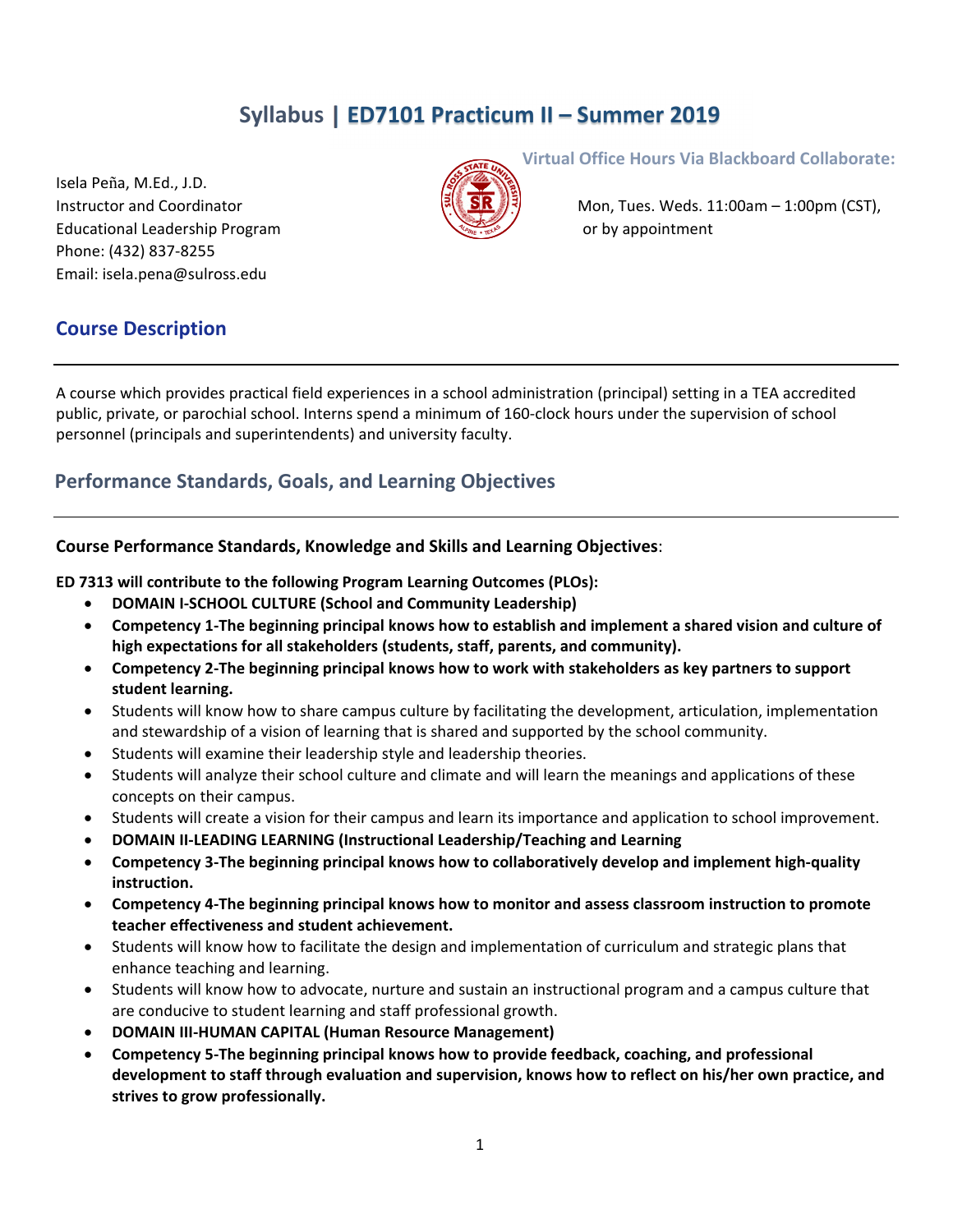# Syllabus | ED7101 Practicum II – Summer 2019

Isela Peña, M.Ed., J.D.
Instructor and Coordinator
Educational Leadership Program
Phone: (432) 837-8255
Email: isela.pena@sulross.edu

**Virtual Office Hours Via Blackboard Collaborate:**

Mon, Tues. Weds. 11:00am – 1:00pm (CST),
or by appointment

## Course Description

A course which provides practical field experiences in a school administration (principal) setting in a TEA accredited public, private, or parochial school. Interns spend a minimum of 160-clock hours under the supervision of school personnel (principals and superintendents) and university faculty.

## Performance Standards, Goals, and Learning Objectives

**Course Performance Standards, Knowledge and Skills and Learning Objectives**:

**ED 7313 will contribute to the following Program Learning Outcomes (PLOs):**

- **DOMAIN I-SCHOOL CULTURE (School and Community Leadership)**
- **Competency 1-The beginning principal knows how to establish and implement a shared vision and culture of high expectations for all stakeholders (students, staff, parents, and community).**
- **Competency 2-The beginning principal knows how to work with stakeholders as key partners to support student learning.**
- Students will know how to share campus culture by facilitating the development, articulation, implementation and stewardship of a vision of learning that is shared and supported by the school community.
- Students will examine their leadership style and leadership theories.
- Students will analyze their school culture and climate and will learn the meanings and applications of these concepts on their campus.
- Students will create a vision for their campus and learn its importance and application to school improvement.
- **DOMAIN II-LEADING LEARNING (Instructional Leadership/Teaching and Learning**
- **Competency 3-The beginning principal knows how to collaboratively develop and implement high-quality instruction.**
- **Competency 4-The beginning principal knows how to monitor and assess classroom instruction to promote teacher effectiveness and student achievement.**
- Students will know how to facilitate the design and implementation of curriculum and strategic plans that enhance teaching and learning.
- Students will know how to advocate, nurture and sustain an instructional program and a campus culture that are conducive to student learning and staff professional growth.
- **DOMAIN III-HUMAN CAPITAL (Human Resource Management)**
- **Competency 5-The beginning principal knows how to provide feedback, coaching, and professional development to staff through evaluation and supervision, knows how to reflect on his/her own practice, and strives to grow professionally.**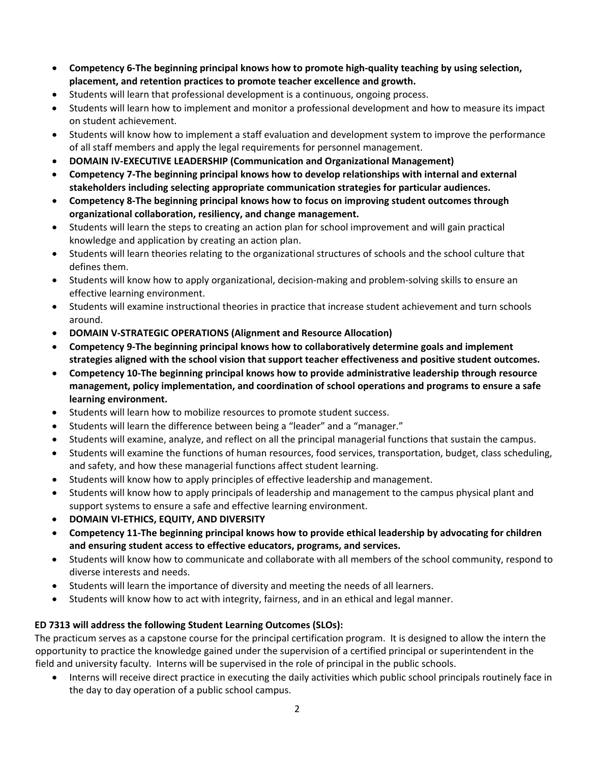- **Competency 6-The beginning principal knows how to promote high-quality teaching by using selection, placement, and retention practices to promote teacher excellence and growth.**
- Students will learn that professional development is a continuous, ongoing process.
- Students will learn how to implement and monitor a professional development and how to measure its impact on student achievement.
- Students will know how to implement a staff evaluation and development system to improve the performance of all staff members and apply the legal requirements for personnel management.
- **DOMAIN IV-EXECUTIVE LEADERSHIP (Communication and Organizational Management)**
- **Competency 7-The beginning principal knows how to develop relationships with internal and external stakeholders including selecting appropriate communication strategies for particular audiences.**
- **Competency 8-The beginning principal knows how to focus on improving student outcomes through organizational collaboration, resiliency, and change management.**
- Students will learn the steps to creating an action plan for school improvement and will gain practical knowledge and application by creating an action plan.
- Students will learn theories relating to the organizational structures of schools and the school culture that defines them.
- Students will know how to apply organizational, decision-making and problem-solving skills to ensure an effective learning environment.
- Students will examine instructional theories in practice that increase student achievement and turn schools around.
- **DOMAIN V-STRATEGIC OPERATIONS (Alignment and Resource Allocation)**
- **Competency 9-The beginning principal knows how to collaboratively determine goals and implement strategies aligned with the school vision that support teacher effectiveness and positive student outcomes.**
- **Competency 10-The beginning principal knows how to provide administrative leadership through resource management, policy implementation, and coordination of school operations and programs to ensure a safe learning environment.**
- Students will learn how to mobilize resources to promote student success.
- Students will learn the difference between being a "leader" and a "manager."
- Students will examine, analyze, and reflect on all the principal managerial functions that sustain the campus.
- Students will examine the functions of human resources, food services, transportation, budget, class scheduling, and safety, and how these managerial functions affect student learning.
- Students will know how to apply principles of effective leadership and management.
- Students will know how to apply principals of leadership and management to the campus physical plant and support systems to ensure a safe and effective learning environment.
- **DOMAIN VI-ETHICS, EQUITY, AND DIVERSITY**
- **Competency 11-The beginning principal knows how to provide ethical leadership by advocating for children and ensuring student access to effective educators, programs, and services.**
- Students will know how to communicate and collaborate with all members of the school community, respond to diverse interests and needs.
- Students will learn the importance of diversity and meeting the needs of all learners.
- Students will know how to act with integrity, fairness, and in an ethical and legal manner.

**ED 7313 will address the following Student Learning Outcomes (SLOs):**

The practicum serves as a capstone course for the principal certification program. It is designed to allow the intern the opportunity to practice the knowledge gained under the supervision of a certified principal or superintendent in the field and university faculty. Interns will be supervised in the role of principal in the public schools.

- Interns will receive direct practice in executing the daily activities which public school principals routinely face in the day to day operation of a public school campus.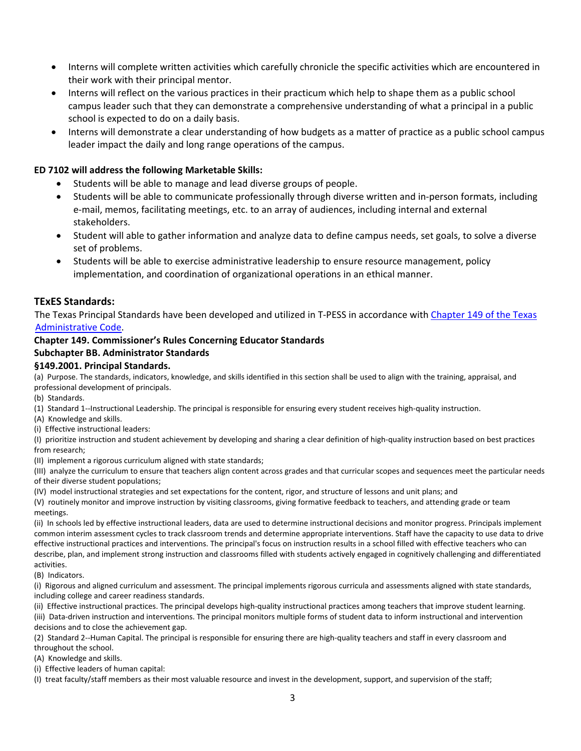- Interns will complete written activities which carefully chronicle the specific activities which are encountered in their work with their principal mentor.
- Interns will reflect on the various practices in their practicum which help to shape them as a public school campus leader such that they can demonstrate a comprehensive understanding of what a principal in a public school is expected to do on a daily basis.
- Interns will demonstrate a clear understanding of how budgets as a matter of practice as a public school campus leader impact the daily and long range operations of the campus.

**ED 7102 will address the following Marketable Skills:**

- Students will be able to manage and lead diverse groups of people.
- Students will be able to communicate professionally through diverse written and in-person formats, including e-mail, memos, facilitating meetings, etc. to an array of audiences, including internal and external stakeholders.
- Student will able to gather information and analyze data to define campus needs, set goals, to solve a diverse set of problems.
- Students will be able to exercise administrative leadership to ensure resource management, policy implementation, and coordination of organizational operations in an ethical manner.

## TExES Standards:

The Texas Principal Standards have been developed and utilized in T-PESS in accordance with Chapter 149 of the Texas Administrative Code.

### Chapter 149. Commissioner's Rules Concerning Educator Standards

### Subchapter BB. Administrator Standards

### §149.2001. Principal Standards.

(a) Purpose. The standards, indicators, knowledge, and skills identified in this section shall be used to align with the training, appraisal, and professional development of principals.

(b) Standards.

(1) Standard 1--Instructional Leadership. The principal is responsible for ensuring every student receives high-quality instruction.

(A) Knowledge and skills.

(i) Effective instructional leaders:

(I) prioritize instruction and student achievement by developing and sharing a clear definition of high-quality instruction based on best practices from research;

(II) implement a rigorous curriculum aligned with state standards;

(III) analyze the curriculum to ensure that teachers align content across grades and that curricular scopes and sequences meet the particular needs of their diverse student populations;

(IV) model instructional strategies and set expectations for the content, rigor, and structure of lessons and unit plans; and

(V) routinely monitor and improve instruction by visiting classrooms, giving formative feedback to teachers, and attending grade or team meetings.

(ii) In schools led by effective instructional leaders, data are used to determine instructional decisions and monitor progress. Principals implement common interim assessment cycles to track classroom trends and determine appropriate interventions. Staff have the capacity to use data to drive effective instructional practices and interventions. The principal's focus on instruction results in a school filled with effective teachers who can describe, plan, and implement strong instruction and classrooms filled with students actively engaged in cognitively challenging and differentiated activities.

(B) Indicators.

(i) Rigorous and aligned curriculum and assessment. The principal implements rigorous curricula and assessments aligned with state standards, including college and career readiness standards.

(ii) Effective instructional practices. The principal develops high-quality instructional practices among teachers that improve student learning.

(iii) Data-driven instruction and interventions. The principal monitors multiple forms of student data to inform instructional and intervention decisions and to close the achievement gap.

(2) Standard 2--Human Capital. The principal is responsible for ensuring there are high-quality teachers and staff in every classroom and throughout the school.

(A) Knowledge and skills.

(i) Effective leaders of human capital:

(I) treat faculty/staff members as their most valuable resource and invest in the development, support, and supervision of the staff;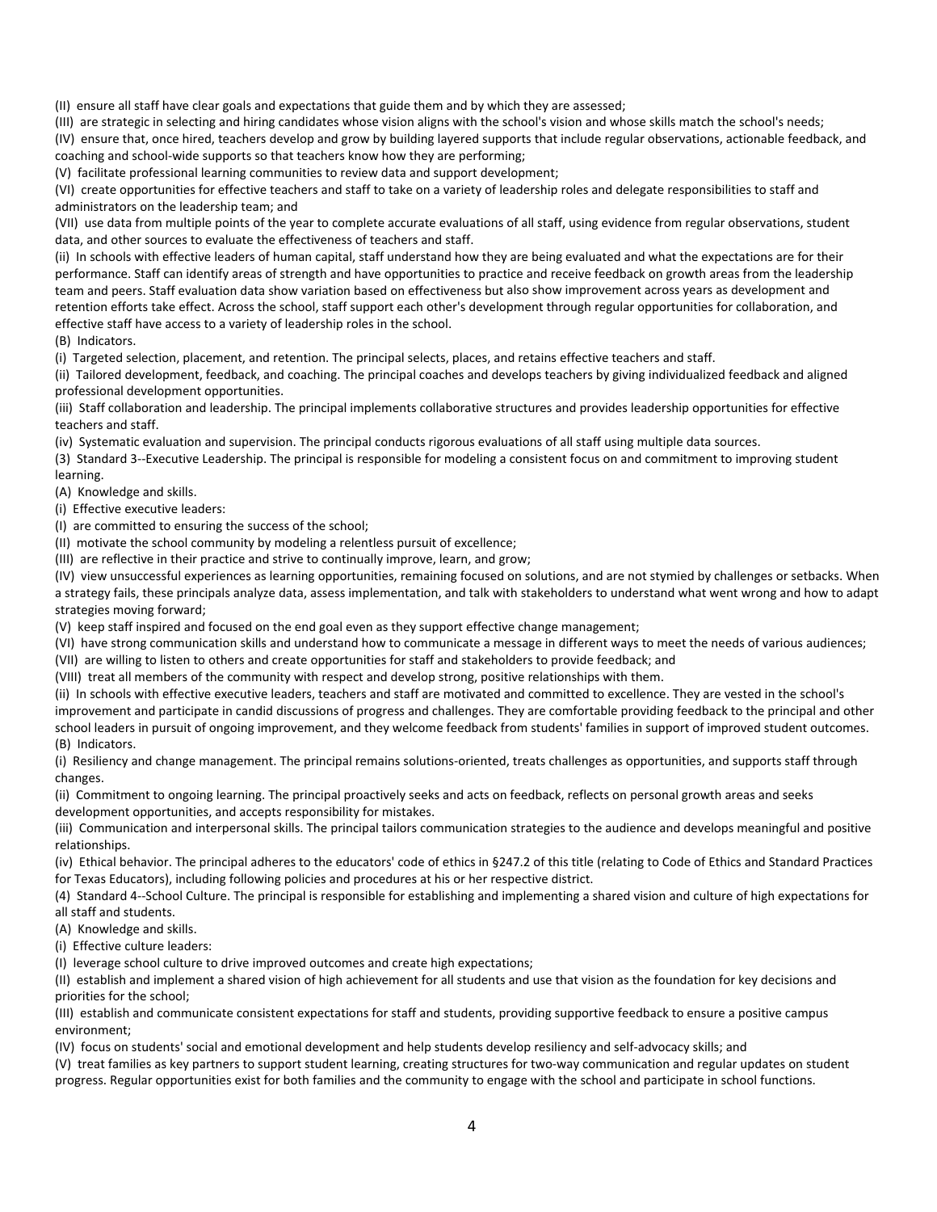(II) ensure all staff have clear goals and expectations that guide them and by which they are assessed;

(III) are strategic in selecting and hiring candidates whose vision aligns with the school's vision and whose skills match the school's needs;

(IV) ensure that, once hired, teachers develop and grow by building layered supports that include regular observations, actionable feedback, and coaching and school-wide supports so that teachers know how they are performing;

(V) facilitate professional learning communities to review data and support development;

(VI) create opportunities for effective teachers and staff to take on a variety of leadership roles and delegate responsibilities to staff and administrators on the leadership team; and

(VII) use data from multiple points of the year to complete accurate evaluations of all staff, using evidence from regular observations, student data, and other sources to evaluate the effectiveness of teachers and staff.

(ii) In schools with effective leaders of human capital, staff understand how they are being evaluated and what the expectations are for their performance. Staff can identify areas of strength and have opportunities to practice and receive feedback on growth areas from the leadership team and peers. Staff evaluation data show variation based on effectiveness but also show improvement across years as development and retention efforts take effect. Across the school, staff support each other's development through regular opportunities for collaboration, and effective staff have access to a variety of leadership roles in the school.

(B) Indicators.

(i) Targeted selection, placement, and retention. The principal selects, places, and retains effective teachers and staff.

(ii) Tailored development, feedback, and coaching. The principal coaches and develops teachers by giving individualized feedback and aligned professional development opportunities.

(iii) Staff collaboration and leadership. The principal implements collaborative structures and provides leadership opportunities for effective teachers and staff.

(iv) Systematic evaluation and supervision. The principal conducts rigorous evaluations of all staff using multiple data sources.

(3) Standard 3--Executive Leadership. The principal is responsible for modeling a consistent focus on and commitment to improving student learning.

(A) Knowledge and skills.

(i) Effective executive leaders:

(I) are committed to ensuring the success of the school;

(II) motivate the school community by modeling a relentless pursuit of excellence;

(III) are reflective in their practice and strive to continually improve, learn, and grow;

(IV) view unsuccessful experiences as learning opportunities, remaining focused on solutions, and are not stymied by challenges or setbacks. When a strategy fails, these principals analyze data, assess implementation, and talk with stakeholders to understand what went wrong and how to adapt strategies moving forward;

(V) keep staff inspired and focused on the end goal even as they support effective change management;

(VI) have strong communication skills and understand how to communicate a message in different ways to meet the needs of various audiences;

(VII) are willing to listen to others and create opportunities for staff and stakeholders to provide feedback; and

(VIII) treat all members of the community with respect and develop strong, positive relationships with them.

(ii) In schools with effective executive leaders, teachers and staff are motivated and committed to excellence. They are vested in the school's improvement and participate in candid discussions of progress and challenges. They are comfortable providing feedback to the principal and other school leaders in pursuit of ongoing improvement, and they welcome feedback from students' families in support of improved student outcomes.

(B) Indicators.

(i) Resiliency and change management. The principal remains solutions-oriented, treats challenges as opportunities, and supports staff through changes.

(ii) Commitment to ongoing learning. The principal proactively seeks and acts on feedback, reflects on personal growth areas and seeks development opportunities, and accepts responsibility for mistakes.

(iii) Communication and interpersonal skills. The principal tailors communication strategies to the audience and develops meaningful and positive relationships.

(iv) Ethical behavior. The principal adheres to the educators' code of ethics in §247.2 of this title (relating to Code of Ethics and Standard Practices for Texas Educators), including following policies and procedures at his or her respective district.

(4) Standard 4--School Culture. The principal is responsible for establishing and implementing a shared vision and culture of high expectations for all staff and students.

(A) Knowledge and skills.

(i) Effective culture leaders:

(I) leverage school culture to drive improved outcomes and create high expectations;

(II) establish and implement a shared vision of high achievement for all students and use that vision as the foundation for key decisions and priorities for the school;

(III) establish and communicate consistent expectations for staff and students, providing supportive feedback to ensure a positive campus environment;

(IV) focus on students' social and emotional development and help students develop resiliency and self-advocacy skills; and

(V) treat families as key partners to support student learning, creating structures for two-way communication and regular updates on student progress. Regular opportunities exist for both families and the community to engage with the school and participate in school functions.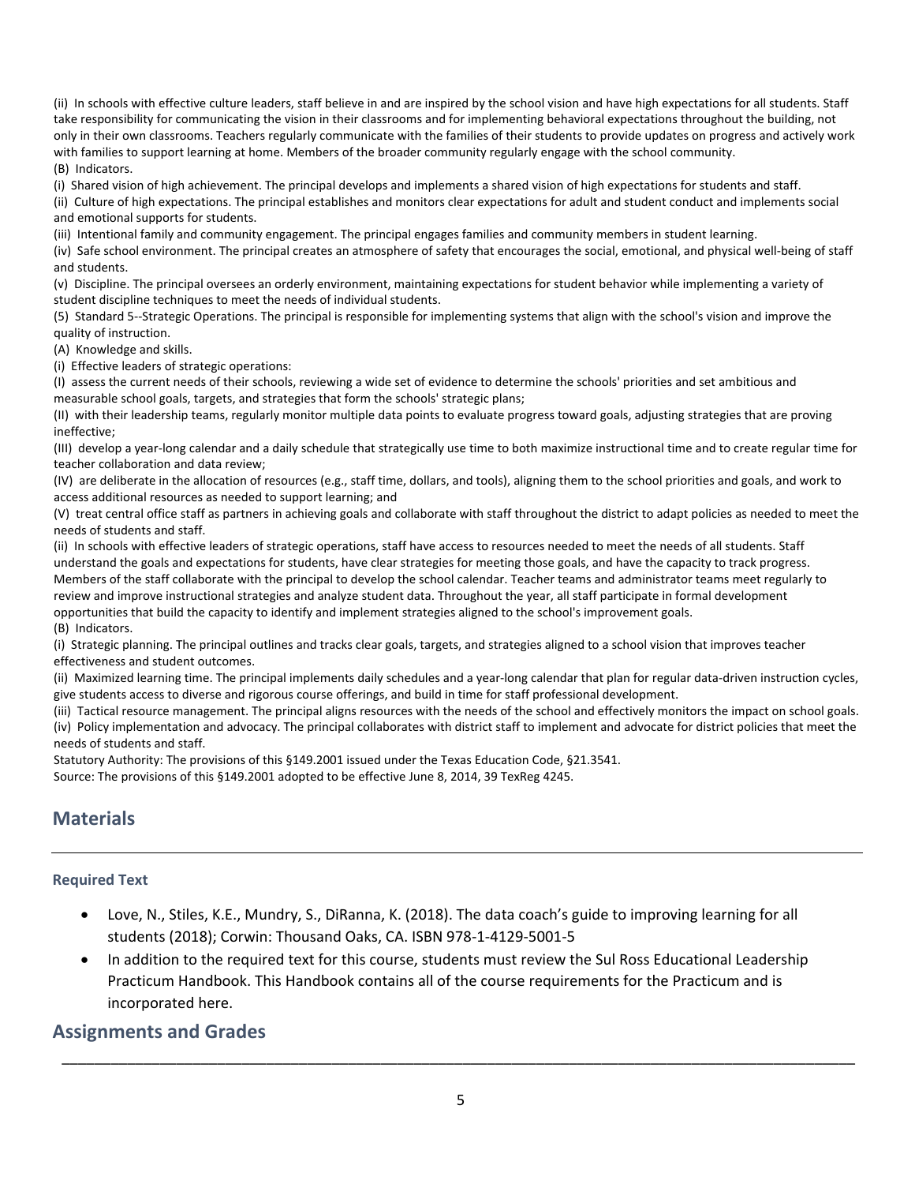(ii) In schools with effective culture leaders, staff believe in and are inspired by the school vision and have high expectations for all students. Staff take responsibility for communicating the vision in their classrooms and for implementing behavioral expectations throughout the building, not only in their own classrooms. Teachers regularly communicate with the families of their students to provide updates on progress and actively work with families to support learning at home. Members of the broader community regularly engage with the school community.

(B) Indicators.

(i) Shared vision of high achievement. The principal develops and implements a shared vision of high expectations for students and staff.

(ii) Culture of high expectations. The principal establishes and monitors clear expectations for adult and student conduct and implements social and emotional supports for students.

(iii) Intentional family and community engagement. The principal engages families and community members in student learning.

(iv) Safe school environment. The principal creates an atmosphere of safety that encourages the social, emotional, and physical well-being of staff and students.

(v) Discipline. The principal oversees an orderly environment, maintaining expectations for student behavior while implementing a variety of student discipline techniques to meet the needs of individual students.

(5) Standard 5--Strategic Operations. The principal is responsible for implementing systems that align with the school's vision and improve the quality of instruction.

(A) Knowledge and skills.

(i) Effective leaders of strategic operations:

(I) assess the current needs of their schools, reviewing a wide set of evidence to determine the schools' priorities and set ambitious and measurable school goals, targets, and strategies that form the schools' strategic plans;

(II) with their leadership teams, regularly monitor multiple data points to evaluate progress toward goals, adjusting strategies that are proving ineffective;

(III) develop a year-long calendar and a daily schedule that strategically use time to both maximize instructional time and to create regular time for teacher collaboration and data review;

(IV) are deliberate in the allocation of resources (e.g., staff time, dollars, and tools), aligning them to the school priorities and goals, and work to access additional resources as needed to support learning; and

(V) treat central office staff as partners in achieving goals and collaborate with staff throughout the district to adapt policies as needed to meet the needs of students and staff.

(ii) In schools with effective leaders of strategic operations, staff have access to resources needed to meet the needs of all students. Staff understand the goals and expectations for students, have clear strategies for meeting those goals, and have the capacity to track progress. Members of the staff collaborate with the principal to develop the school calendar. Teacher teams and administrator teams meet regularly to review and improve instructional strategies and analyze student data. Throughout the year, all staff participate in formal development opportunities that build the capacity to identify and implement strategies aligned to the school's improvement goals.

(B) Indicators.

(i) Strategic planning. The principal outlines and tracks clear goals, targets, and strategies aligned to a school vision that improves teacher effectiveness and student outcomes.

(ii) Maximized learning time. The principal implements daily schedules and a year-long calendar that plan for regular data-driven instruction cycles, give students access to diverse and rigorous course offerings, and build in time for staff professional development.

(iii) Tactical resource management. The principal aligns resources with the needs of the school and effectively monitors the impact on school goals.

(iv) Policy implementation and advocacy. The principal collaborates with district staff to implement and advocate for district policies that meet the needs of students and staff.

Statutory Authority: The provisions of this §149.2001 issued under the Texas Education Code, §21.3541.

Source: The provisions of this §149.2001 adopted to be effective June 8, 2014, 39 TexReg 4245.

## Materials

---

### Required Text

- Love, N., Stiles, K.E., Mundry, S., DiRanna, K. (2018). The data coach's guide to improving learning for all students (2018); Corwin: Thousand Oaks, CA. ISBN 978-1-4129-5001-5
- In addition to the required text for this course, students must review the Sul Ross Educational Leadership Practicum Handbook. This Handbook contains all of the course requirements for the Practicum and is incorporated here.

## Assignments and Grades

---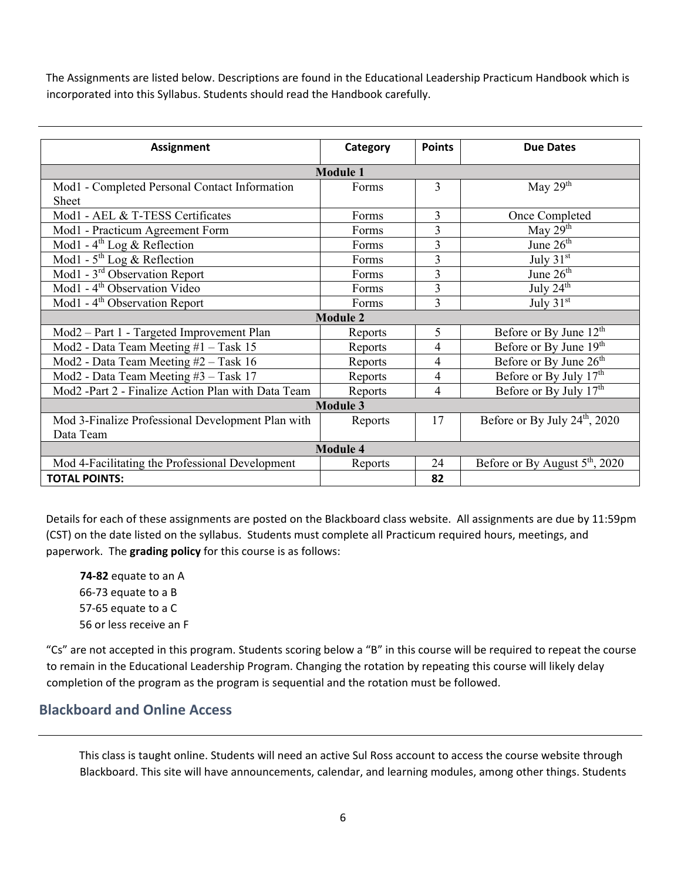The Assignments are listed below. Descriptions are found in the Educational Leadership Practicum Handbook which is incorporated into this Syllabus. Students should read the Handbook carefully.

| Assignment | Category | Points | Due Dates |
|---|---|---|---|
| **Module 1** | | | |
| Mod1 - Completed Personal Contact Information Sheet | Forms | 3 | May 29th |
| Mod1 - AEL & T-TESS Certificates | Forms | 3 | Once Completed |
| Mod1 - Practicum Agreement Form | Forms | 3 | May 29th |
| Mod1 - 4th Log & Reflection | Forms | 3 | June 26th |
| Mod1 - 5th Log & Reflection | Forms | 3 | July 31st |
| Mod1 - 3rd Observation Report | Forms | 3 | June 26th |
| Mod1 - 4th Observation Video | Forms | 3 | July 24th |
| Mod1 - 4th Observation Report | Forms | 3 | July 31st |
| **Module 2** | | | |
| Mod2 – Part 1 - Targeted Improvement Plan | Reports | 5 | Before or By June 12th |
| Mod2 - Data Team Meeting #1 – Task 15 | Reports | 4 | Before or By June 19th |
| Mod2 - Data Team Meeting #2 – Task 16 | Reports | 4 | Before or By June 26th |
| Mod2 - Data Team Meeting #3 – Task 17 | Reports | 4 | Before or By July 17th |
| Mod2 -Part 2 - Finalize Action Plan with Data Team | Reports | 4 | Before or By July 17th |
| **Module 3** | | | |
| Mod 3-Finalize Professional Development Plan with Data Team | Reports | 17 | Before or By July 24th, 2020 |
| **Module 4** | | | |
| Mod 4-Facilitating the Professional Development | Reports | 24 | Before or By August 5th, 2020 |
| **TOTAL POINTS:** | | **82** | |

Details for each of these assignments are posted on the Blackboard class website. All assignments are due by 11:59pm (CST) on the date listed on the syllabus. Students must complete all Practicum required hours, meetings, and paperwork. The **grading policy** for this course is as follows:

**74-82** equate to an A  
66-73 equate to a B  
57-65 equate to a C  
56 or less receive an F

"Cs" are not accepted in this program. Students scoring below a "B" in this course will be required to repeat the course to remain in the Educational Leadership Program. Changing the rotation by repeating this course will likely delay completion of the program as the program is sequential and the rotation must be followed.

## Blackboard and Online Access

This class is taught online. Students will need an active Sul Ross account to access the course website through Blackboard. This site will have announcements, calendar, and learning modules, among other things. Students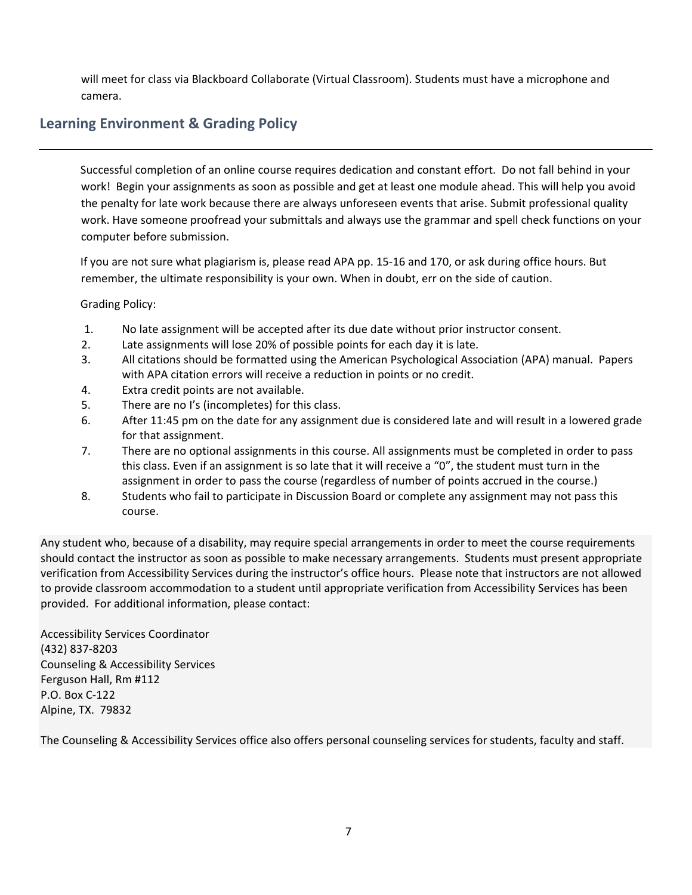will meet for class via Blackboard Collaborate (Virtual Classroom). Students must have a microphone and camera.

## Learning Environment & Grading Policy

Successful completion of an online course requires dedication and constant effort. Do not fall behind in your work! Begin your assignments as soon as possible and get at least one module ahead. This will help you avoid the penalty for late work because there are always unforeseen events that arise. Submit professional quality work. Have someone proofread your submittals and always use the grammar and spell check functions on your computer before submission.

If you are not sure what plagiarism is, please read APA pp. 15-16 and 170, or ask during office hours. But remember, the ultimate responsibility is your own. When in doubt, err on the side of caution.

Grading Policy:

1. No late assignment will be accepted after its due date without prior instructor consent.
2. Late assignments will lose 20% of possible points for each day it is late.
3. All citations should be formatted using the American Psychological Association (APA) manual. Papers with APA citation errors will receive a reduction in points or no credit.
4. Extra credit points are not available.
5. There are no I's (incompletes) for this class.
6. After 11:45 pm on the date for any assignment due is considered late and will result in a lowered grade for that assignment.
7. There are no optional assignments in this course. All assignments must be completed in order to pass this class. Even if an assignment is so late that it will receive a "0", the student must turn in the assignment in order to pass the course (regardless of number of points accrued in the course.)
8. Students who fail to participate in Discussion Board or complete any assignment may not pass this course.

Any student who, because of a disability, may require special arrangements in order to meet the course requirements should contact the instructor as soon as possible to make necessary arrangements. Students must present appropriate verification from Accessibility Services during the instructor's office hours. Please note that instructors are not allowed to provide classroom accommodation to a student until appropriate verification from Accessibility Services has been provided. For additional information, please contact:

Accessibility Services Coordinator
(432) 837-8203
Counseling & Accessibility Services
Ferguson Hall, Rm #112
P.O. Box C-122
Alpine, TX. 79832

The Counseling & Accessibility Services office also offers personal counseling services for students, faculty and staff.